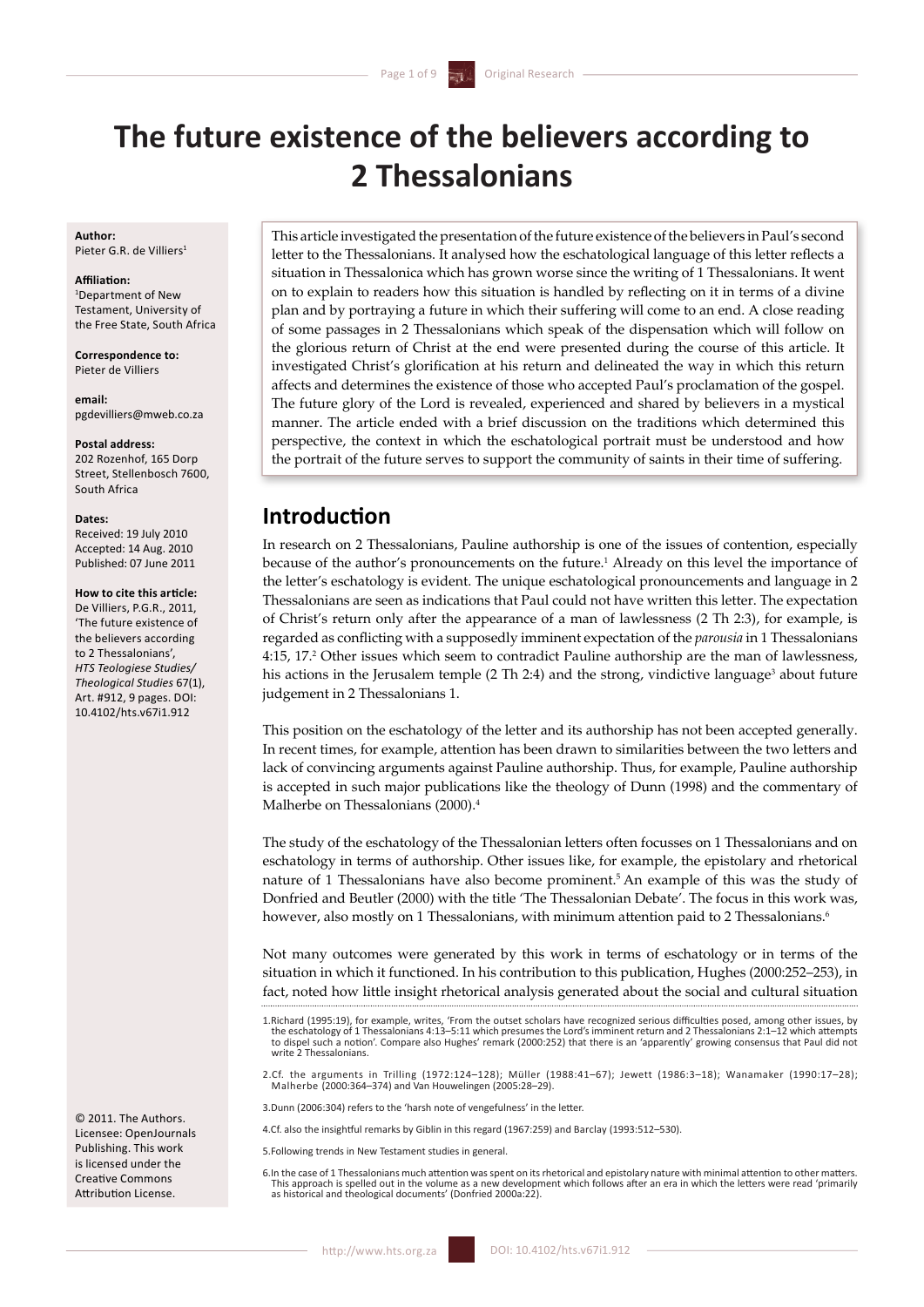# The future existence of the believers according to 2 Thessalonians

**Author:**
Pieter G.R. de Villiers[1]

**Affiliation:**
[1]Department of New Testament, University of the Free State, South Africa

**Correspondence to:**
Pieter de Villiers

**email:**
pgdevilliers@mweb.co.za

**Postal address:**
202 Rozenhof, 165 Dorp Street, Stellenbosch 7600, South Africa

**Dates:**
Received: 19 July 2010
Accepted: 14 Aug. 2010
Published: 07 June 2011

**How to cite this article:**
De Villiers, P.G.R., 2011, 'The future existence of the believers according to 2 Thessalonians', *HTS Teologiese Studies/ Theological Studies* 67(1), Art. #912, 9 pages. DOI: 10.4102/hts.v67i1.912

© 2011. The Authors. Licensee: OpenJournals Publishing. This work is licensed under the Creative Commons Attribution License.

This article investigated the presentation of the future existence of the believers in Paul's second letter to the Thessalonians. It analysed how the eschatological language of this letter reflects a situation in Thessalonica which has grown worse since the writing of 1 Thessalonians. It went on to explain to readers how this situation is handled by reflecting on it in terms of a divine plan and by portraying a future in which their suffering will come to an end. A close reading of some passages in 2 Thessalonians which speak of the dispensation which will follow on the glorious return of Christ at the end were presented during the course of this article. It investigated Christ's glorification at his return and delineated the way in which this return affects and determines the existence of those who accepted Paul's proclamation of the gospel. The future glory of the Lord is revealed, experienced and shared by believers in a mystical manner. The article ended with a brief discussion on the traditions which determined this perspective, the context in which the eschatological portrait must be understood and how the portrait of the future serves to support the community of saints in their time of suffering.

## Introduction

In research on 2 Thessalonians, Pauline authorship is one of the issues of contention, especially because of the author's pronouncements on the future.[1] Already on this level the importance of the letter's eschatology is evident. The unique eschatological pronouncements and language in 2 Thessalonians are seen as indications that Paul could not have written this letter. The expectation of Christ's return only after the appearance of a man of lawlessness (2 Th 2:3), for example, is regarded as conflicting with a supposedly imminent expectation of the *parousia* in 1 Thessalonians 4:15, 17.[2] Other issues which seem to contradict Pauline authorship are the man of lawlessness, his actions in the Jerusalem temple (2 Th 2:4) and the strong, vindictive language[3] about future judgement in 2 Thessalonians 1.

This position on the eschatology of the letter and its authorship has not been accepted generally. In recent times, for example, attention has been drawn to similarities between the two letters and lack of convincing arguments against Pauline authorship. Thus, for example, Pauline authorship is accepted in such major publications like the theology of Dunn (1998) and the commentary of Malherbe on Thessalonians (2000).[4]

The study of the eschatology of the Thessalonian letters often focusses on 1 Thessalonians and on eschatology in terms of authorship. Other issues like, for example, the epistolary and rhetorical nature of 1 Thessalonians have also become prominent.[5] An example of this was the study of Donfried and Beutler (2000) with the title 'The Thessalonian Debate'. The focus in this work was, however, also mostly on 1 Thessalonians, with minimum attention paid to 2 Thessalonians.[6]

Not many outcomes were generated by this work in terms of eschatology or in terms of the situation in which it functioned. In his contribution to this publication, Hughes (2000:252–253), in fact, noted how little insight rhetorical analysis generated about the social and cultural situation

1.Richard (1995:19), for example, writes, 'From the outset scholars have recognized serious difficulties posed, among other issues, by the eschatology of 1 Thessalonians 4:13–5:11 which presumes the Lord's imminent return and 2 Thessalonians 2:1–12 which attempts to dispel such a notion'. Compare also Hughes' remark (2000:252) that there is an 'apparently' growing consensus that Paul did not write 2 Thessalonians.

2.Cf. the arguments in Trilling (1972:124–128); Müller (1988:41–67); Jewett (1986:3–18); Wanamaker (1990:17–28); Malherbe (2000:364–374) and Van Houwelingen (2005:28–29).

3.Dunn (2006:304) refers to the 'harsh note of vengefulness' in the letter.

4.Cf. also the insightful remarks by Giblin in this regard (1967:259) and Barclay (1993:512–530).

5.Following trends in New Testament studies in general.

6.In the case of 1 Thessalonians much attention was spent on its rhetorical and epistolary nature with minimal attention to other matters. This approach is spelled out in the volume as a new development which follows after an era in which the letters were read 'primarily as historical and theological documents' (Donfried 2000a:22).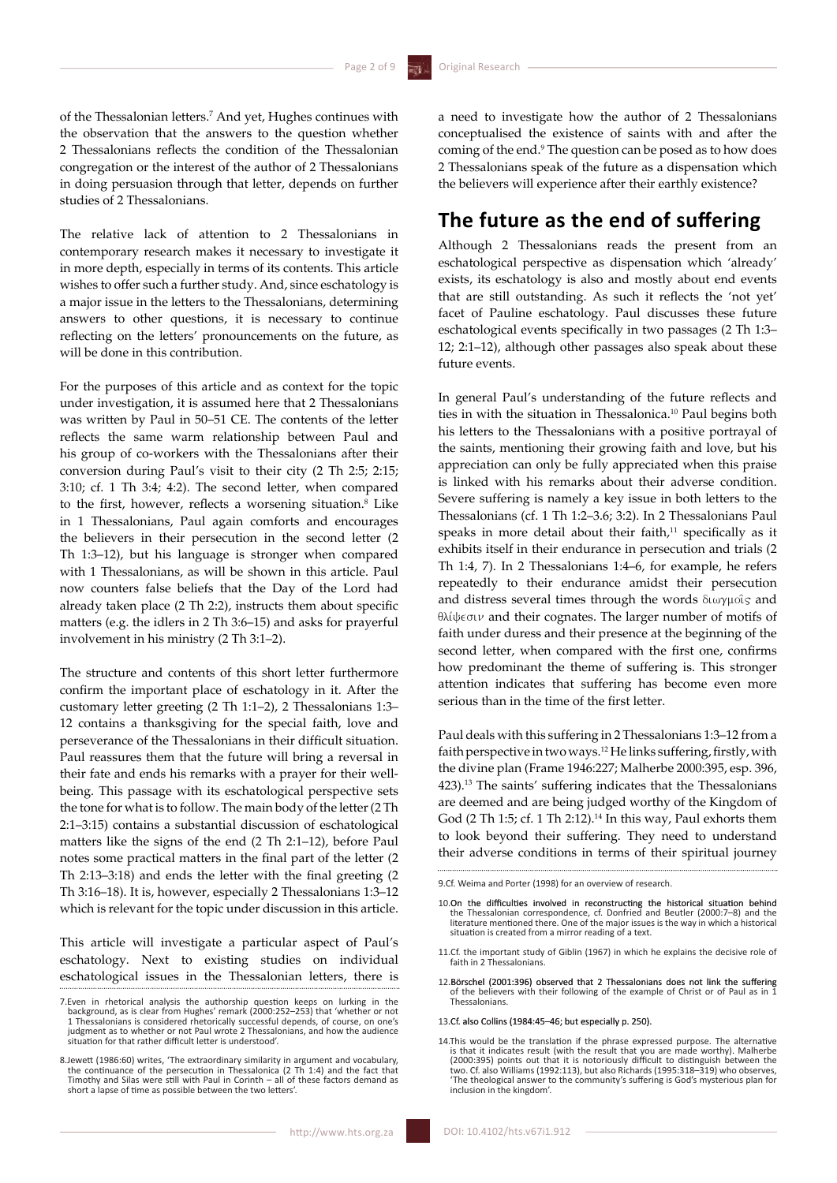of the Thessalonian letters.[7] And yet, Hughes continues with the observation that the answers to the question whether 2 Thessalonians reflects the condition of the Thessalonian congregation or the interest of the author of 2 Thessalonians in doing persuasion through that letter, depends on further studies of 2 Thessalonians.

The relative lack of attention to 2 Thessalonians in contemporary research makes it necessary to investigate it in more depth, especially in terms of its contents. This article wishes to offer such a further study. And, since eschatology is a major issue in the letters to the Thessalonians, determining answers to other questions, it is necessary to continue reflecting on the letters' pronouncements on the future, as will be done in this contribution.

For the purposes of this article and as context for the topic under investigation, it is assumed here that 2 Thessalonians was written by Paul in 50–51 CE. The contents of the letter reflects the same warm relationship between Paul and his group of co-workers with the Thessalonians after their conversion during Paul's visit to their city (2 Th 2:5; 2:15; 3:10; cf. 1 Th 3:4; 4:2). The second letter, when compared to the first, however, reflects a worsening situation.[8] Like in 1 Thessalonians, Paul again comforts and encourages the believers in their persecution in the second letter (2 Th 1:3–12), but his language is stronger when compared with 1 Thessalonians, as will be shown in this article. Paul now counters false beliefs that the Day of the Lord had already taken place (2 Th 2:2), instructs them about specific matters (e.g. the idlers in 2 Th 3:6–15) and asks for prayerful involvement in his ministry (2 Th 3:1–2).

The structure and contents of this short letter furthermore confirm the important place of eschatology in it. After the customary letter greeting (2 Th 1:1–2), 2 Thessalonians 1:3–12 contains a thanksgiving for the special faith, love and perseverance of the Thessalonians in their difficult situation. Paul reassures them that the future will bring a reversal in their fate and ends his remarks with a prayer for their well-being. This passage with its eschatological perspective sets the tone for what is to follow. The main body of the letter (2 Th 2:1–3:15) contains a substantial discussion of eschatological matters like the signs of the end (2 Th 2:1–12), before Paul notes some practical matters in the final part of the letter (2 Th 2:13–3:18) and ends the letter with the final greeting (2 Th 3:16–18). It is, however, especially 2 Thessalonians 1:3–12 which is relevant for the topic under discussion in this article.

This article will investigate a particular aspect of Paul's eschatology. Next to existing studies on individual eschatological issues in the Thessalonian letters, there is a need to investigate how the author of 2 Thessalonians conceptualised the existence of saints with and after the coming of the end.[9] The question can be posed as to how does 2 Thessalonians speak of the future as a dispensation which the believers will experience after their earthly existence?

## The future as the end of suffering

Although 2 Thessalonians reads the present from an eschatological perspective as dispensation which 'already' exists, its eschatology is also and mostly about end events that are still outstanding. As such it reflects the 'not yet' facet of Pauline eschatology. Paul discusses these future eschatological events specifically in two passages (2 Th 1:3–12; 2:1–12), although other passages also speak about these future events.

In general Paul's understanding of the future reflects and ties in with the situation in Thessalonica.[10] Paul begins both his letters to the Thessalonians with a positive portrayal of the saints, mentioning their growing faith and love, but his appreciation can only be fully appreciated when this praise is linked with his remarks about their adverse condition. Severe suffering is namely a key issue in both letters to the Thessalonians (cf. 1 Th 1:2–3.6; 3:2). In 2 Thessalonians Paul speaks in more detail about their faith,[11] specifically as it exhibits itself in their endurance in persecution and trials (2 Th 1:4, 7). In 2 Thessalonians 1:4–6, for example, he refers repeatedly to their endurance amidst their persecution and distress several times through the words διωγμοῖς and θλίψεσιν and their cognates. The larger number of motifs of faith under duress and their presence at the beginning of the second letter, when compared with the first one, confirms how predominant the theme of suffering is. This stronger attention indicates that suffering has become even more serious than in the time of the first letter.

Paul deals with this suffering in 2 Thessalonians 1:3–12 from a faith perspective in two ways.[12] He links suffering, firstly, with the divine plan (Frame 1946:227; Malherbe 2000:395, esp. 396, 423).[13] The saints' suffering indicates that the Thessalonians are deemed and are being judged worthy of the Kingdom of God (2 Th 1:5; cf. 1 Th 2:12).[14] In this way, Paul exhorts them to look beyond their suffering. They need to understand their adverse conditions in terms of their spiritual journey

7. Even in rhetorical analysis the authorship question keeps on lurking in the background, as is clear from Hughes' remark (2000:252–253) that 'whether or not 1 Thessalonians is considered rhetorically successful depends, of course, on one's judgment as to whether or not Paul wrote 2 Thessalonians, and how the audience situation for that rather difficult letter is understood'.

8. Jewett (1986:60) writes, 'The extraordinary similarity in argument and vocabulary, the continuance of the persecution in Thessalonica (2 Th 1:4) and the fact that Timothy and Silas were still with Paul in Corinth – all of these factors demand as short a lapse of time as possible between the two letters'.

9. Cf. Weima and Porter (1998) for an overview of research.

10. On the difficulties involved in reconstructing the historical situation behind the Thessalonian correspondence, cf. Donfried and Beutler (2000:7–8) and the literature mentioned there. One of the major issues is the way in which a historical situation is created from a mirror reading of a text.

11. Cf. the important study of Giblin (1967) in which he explains the decisive role of faith in 2 Thessalonians.

12. Börschel (2001:396) observed that 2 Thessalonians does not link the suffering of the believers with their following of the example of Christ or of Paul as in 1 Thessalonians.

13. Cf. also Collins (1984:45–46; but especially p. 250).

14. This would be the translation if the phrase expressed purpose. The alternative is that it indicates result (with the result that you are made worthy). Malherbe (2000:395) points out that it is notoriously difficult to distinguish between the two. Cf. also Williams (1992:113), but also Richards (1995:318–319) who observes, 'The theological answer to the community's suffering is God's mysterious plan for inclusion in the kingdom'.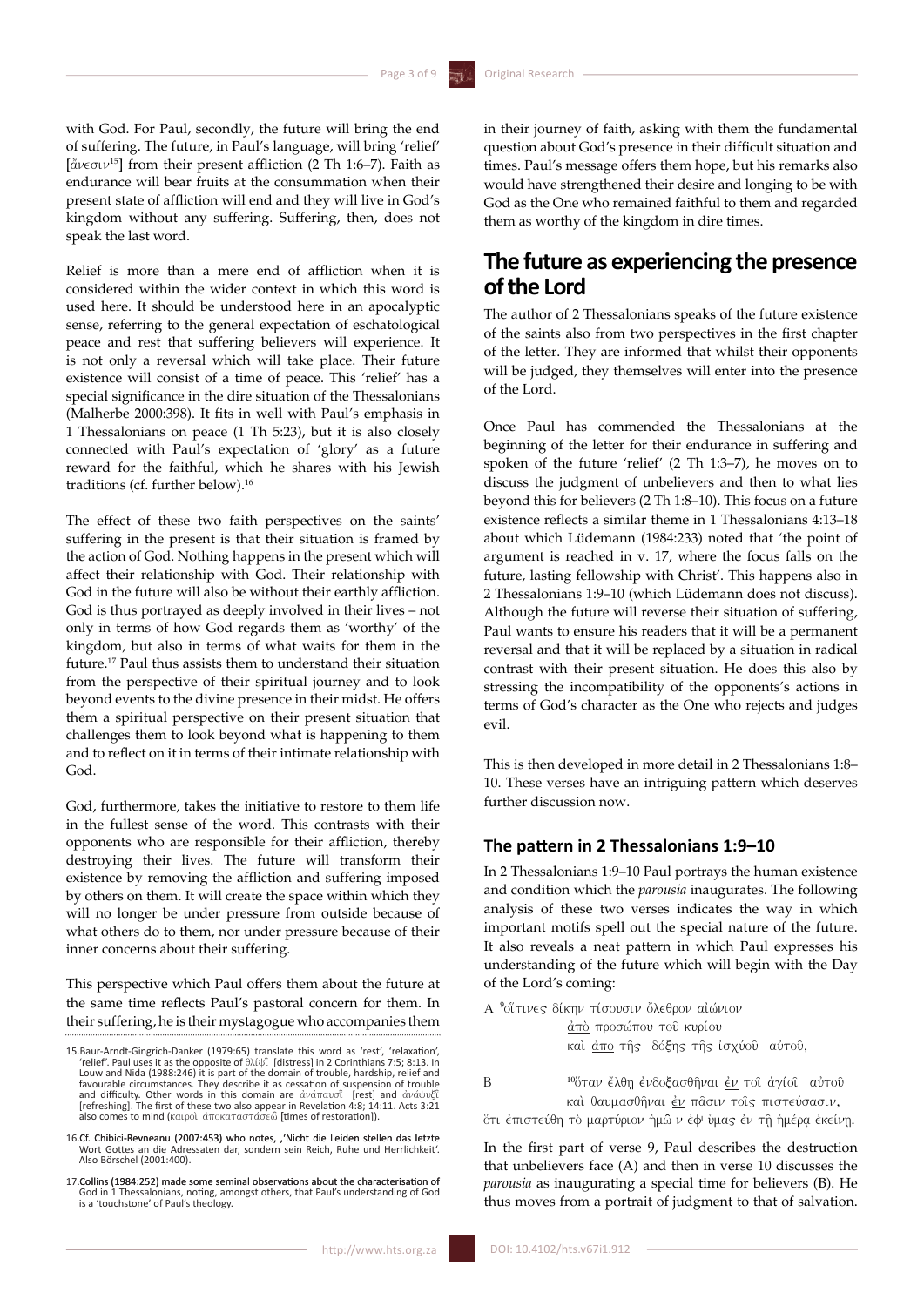with God. For Paul, secondly, the future will bring the end of suffering. The future, in Paul's language, will bring 'relief' [ἄνεσιν[15]] from their present affliction (2 Th 1:6–7). Faith as endurance will bear fruits at the consummation when their present state of affliction will end and they will live in God's kingdom without any suffering. Suffering, then, does not speak the last word.

Relief is more than a mere end of affliction when it is considered within the wider context in which this word is used here. It should be understood here in an apocalyptic sense, referring to the general expectation of eschatological peace and rest that suffering believers will experience. It is not only a reversal which will take place. Their future existence will consist of a time of peace. This 'relief' has a special significance in the dire situation of the Thessalonians (Malherbe 2000:398). It fits in well with Paul's emphasis in 1 Thessalonians on peace (1 Th 5:23), but it is also closely connected with Paul's expectation of 'glory' as a future reward for the faithful, which he shares with his Jewish traditions (cf. further below).[16]

The effect of these two faith perspectives on the saints' suffering in the present is that their situation is framed by the action of God. Nothing happens in the present which will affect their relationship with God. Their relationship with God in the future will also be without their earthly affliction. God is thus portrayed as deeply involved in their lives – not only in terms of how God regards them as 'worthy' of the kingdom, but also in terms of what waits for them in the future.[17] Paul thus assists them to understand their situation from the perspective of their spiritual journey and to look beyond events to the divine presence in their midst. He offers them a spiritual perspective on their present situation that challenges them to look beyond what is happening to them and to reflect on it in terms of their intimate relationship with God.

God, furthermore, takes the initiative to restore to them life in the fullest sense of the word. This contrasts with their opponents who are responsible for their affliction, thereby destroying their lives. The future will transform their existence by removing the affliction and suffering imposed by others on them. It will create the space within which they will no longer be under pressure from outside because of what others do to them, nor under pressure because of their inner concerns about their suffering.

This perspective which Paul offers them about the future at the same time reflects Paul's pastoral concern for them. In their suffering, he is their mystagogue who accompanies them in their journey of faith, asking with them the fundamental question about God's presence in their difficult situation and times. Paul's message offers them hope, but his remarks also would have strengthened their desire and longing to be with God as the One who remained faithful to them and regarded them as worthy of the kingdom in dire times.

## The future as experiencing the presence of the Lord

The author of 2 Thessalonians speaks of the future existence of the saints also from two perspectives in the first chapter of the letter. They are informed that whilst their opponents will be judged, they themselves will enter into the presence of the Lord.

Once Paul has commended the Thessalonians at the beginning of the letter for their endurance in suffering and spoken of the future 'relief' (2 Th 1:3–7), he moves on to discuss the judgment of unbelievers and then to what lies beyond this for believers (2 Th 1:8–10). This focus on a future existence reflects a similar theme in 1 Thessalonians 4:13–18 about which Lüdemann (1984:233) noted that 'the point of argument is reached in v. 17, where the focus falls on the future, lasting fellowship with Christ'. This happens also in 2 Thessalonians 1:9–10 (which Lüdemann does not discuss). Although the future will reverse their situation of suffering, Paul wants to ensure his readers that it will be a permanent reversal and that it will be replaced by a situation in radical contrast with their present situation. He does this also by stressing the incompatibility of the opponents's actions in terms of God's character as the One who rejects and judges evil.

This is then developed in more detail in 2 Thessalonians 1:8–10. These verses have an intriguing pattern which deserves further discussion now.

### The pattern in 2 Thessalonians 1:9–10

In 2 Thessalonians 1:9–10 Paul portrays the human existence and condition which the *parousia* inaugurates. The following analysis of these two verses indicates the way in which important motifs spell out the special nature of the future. It also reveals a neat pattern in which Paul expresses his understanding of the future which will begin with the Day of the Lord's coming:

A [9]οἵτινες δίκην τίσουσιν ὄλεθρον αἰώνιον
    <u>ἀπὸ</u> προσώπου τοῦ κυρίου
    καὶ <u>ἀπο</u> τῆς δόξης τῆς ἰσχύοῦ αὐτοῦ,

B [10]ὅταν ἔλθῃ ἐνδοξασθῆναι <u>ἐν</u> τοῖ ἁγίοῖ αὐτοῦ
    καὶ θαυμασθῆναι <u>ἐν</u> πᾶσιν τοῖς πιστεύσασιν,
ὅτι ἐπιστεύθη τὸ μαρτύριον ἡμῶ ν ἐφ' ὑμας ἐν τῇ ἡμέρᾳ ἐκείνῃ.

In the first part of verse 9, Paul describes the destruction that unbelievers face (A) and then in verse 10 discusses the *parousia* as inaugurating a special time for believers (B). He thus moves from a portrait of judgment to that of salvation.

15. Baur-Arndt-Gingrich-Danker (1979:65) translate this word as 'rest', 'relaxation', 'relief'. Paul uses it as the opposite of θλίψῖ [distress] in 2 Corinthians 7:5; 8:13. In Louw and Nida (1988:246) it is part of the domain of trouble, hardship, relief and favourable circumstances. They describe it as cessation of suspension of trouble and difficulty. Other words in this domain are ἀνάπαυσῖ [rest] and ἀνάψυξῖ [refreshing]. The first of these two also appear in Revelation 4:8; 14:11. Acts 3:21 also comes to mind (καιροὶ ἀποκαταστάσεῶ [times of restoration]).

16. Cf. Chibici-Revneanu (2007:453) who notes, ,'Nicht die Leiden stellen das letzte Wort Gottes an die Adressaten dar, sondern sein Reich, Ruhe und Herrlichkeit'. Also Börschel (2001:400).

17. Collins (1984:252) made some seminal observations about the characterisation of God in 1 Thessalonians, noting, amongst others, that Paul's understanding of God is a 'touchstone' of Paul's theology.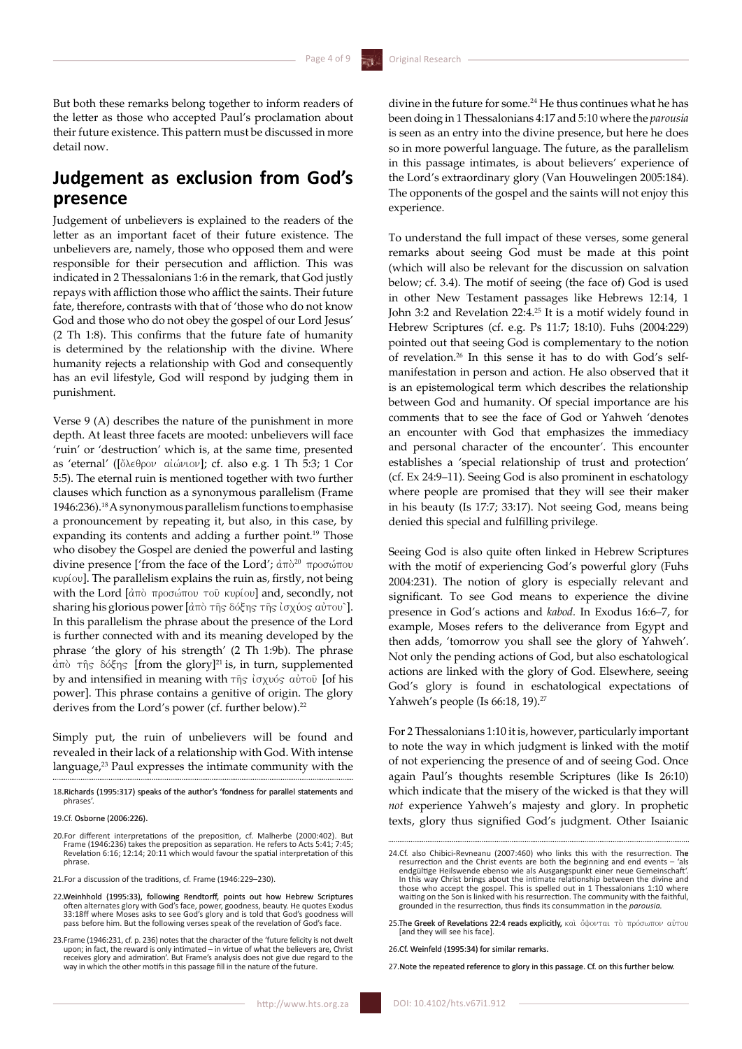But both these remarks belong together to inform readers of the letter as those who accepted Paul's proclamation about their future existence. This pattern must be discussed in more detail now.

## Judgement as exclusion from God's presence

Judgement of unbelievers is explained to the readers of the letter as an important facet of their future existence. The unbelievers are, namely, those who opposed them and were responsible for their persecution and affliction. This was indicated in 2 Thessalonians 1:6 in the remark, that God justly repays with affliction those who afflict the saints. Their future fate, therefore, contrasts with that of 'those who do not know God and those who do not obey the gospel of our Lord Jesus' (2 Th 1:8). This confirms that the future fate of humanity is determined by the relationship with the divine. Where humanity rejects a relationship with God and consequently has an evil lifestyle, God will respond by judging them in punishment.

Verse 9 (A) describes the nature of the punishment in more depth. At least three facets are mooted: unbelievers will face 'ruin' or 'destruction' which is, at the same time, presented as 'eternal' ([ὄλεθρον αἰώνιον]; cf. also e.g. 1 Th 5:3; 1 Cor 5:5). The eternal ruin is mentioned together with two further clauses which function as a synonymous parallelism (Frame 1946:236).[18] A synonymous parallelism functions to emphasise a pronouncement by repeating it, but also, in this case, by expanding its contents and adding a further point.[19] Those who disobey the Gospel are denied the powerful and lasting divine presence ['from the face of the Lord'; ἀπὸ[20] προσώπου κυρίου]. The parallelism explains the ruin as, firstly, not being with the Lord [ἀπὸ προσώπου τοῦ κυρίου] and, secondly, not sharing his glorious power [ἀπὸ τῆς δόξης τῆς ἰσχύος αὐτου`]. In this parallelism the phrase about the presence of the Lord is further connected with and its meaning developed by the phrase 'the glory of his strength' (2 Th 1:9b). The phrase ἀπὸ τῆς δόξης [from the glory][21] is, in turn, supplemented by and intensified in meaning with τῆς ἰσχύος αὐτοῦ [of his power]. This phrase contains a genitive of origin. The glory derives from the Lord's power (cf. further below).[22]

Simply put, the ruin of unbelievers will be found and revealed in their lack of a relationship with God. With intense language,[23] Paul expresses the intimate community with the divine in the future for some.[24] He thus continues what he has been doing in 1 Thessalonians 4:17 and 5:10 where the *parousia* is seen as an entry into the divine presence, but here he does so in more powerful language. The future, as the parallelism in this passage intimates, is about believers' experience of the Lord's extraordinary glory (Van Houwelingen 2005:184). The opponents of the gospel and the saints will not enjoy this experience.

To understand the full impact of these verses, some general remarks about seeing God must be made at this point (which will also be relevant for the discussion on salvation below; cf. 3.4). The motif of seeing (the face of) God is used in other New Testament passages like Hebrews 12:14, 1 John 3:2 and Revelation 22:4.[25] It is a motif widely found in Hebrew Scriptures (cf. e.g. Ps 11:7; 18:10). Fuhs (2004:229) pointed out that seeing God is complementary to the notion of revelation.[26] In this sense it has to do with God's self-manifestation in person and action. He also observed that it is an epistemological term which describes the relationship between God and humanity. Of special importance are his comments that to see the face of God or Yahweh 'denotes an encounter with God that emphasizes the immediacy and personal character of the encounter'. This encounter establishes a 'special relationship of trust and protection' (cf. Ex 24:9–11). Seeing God is also prominent in eschatology where people are promised that they will see their maker in his beauty (Is 17:7; 33:17). Not seeing God, means being denied this special and fulfilling privilege.

Seeing God is also quite often linked in Hebrew Scriptures with the motif of experiencing God's powerful glory (Fuhs 2004:231). The notion of glory is especially relevant and significant. To see God means to experience the divine presence in God's actions and *kabod*. In Exodus 16:6–7, for example, Moses refers to the deliverance from Egypt and then adds, 'tomorrow you shall see the glory of Yahweh'. Not only the pending actions of God, but also eschatological actions are linked with the glory of God. Elsewhere, seeing God's glory is found in eschatological expectations of Yahweh's people (Is 66:18, 19).[27]

For 2 Thessalonians 1:10 it is, however, particularly important to note the way in which judgment is linked with the motif of not experiencing the presence of and of seeing God. Once again Paul's thoughts resemble Scriptures (like Is 26:10) which indicate that the misery of the wicked is that they will *not* experience Yahweh's majesty and glory. In prophetic texts, glory thus signified God's judgment. Other Isaianic

18. Richards (1995:317) speaks of the author's 'fondness for parallel statements and phrases'.

19. Cf. Osborne (2006:226).

20. For different interpretations of the preposition, cf. Malherbe (2000:402). But Frame (1946:236) takes the preposition as separation. He refers to Acts 5:41; 7:45; Revelation 6:16; 12:14; 20:11 which would favour the spatial interpretation of this phrase.

21. For a discussion of the traditions, cf. Frame (1946:229–230).

22. Weinhhold (1995:33), following Rendtorff, points out how Hebrew Scriptures often alternates glory with God's face, power, goodness, beauty. He quotes Exodus 33:18ff where Moses asks to see God's glory and is told that God's goodness will pass before him. But the following verses speak of the revelation of God's face.

23. Frame (1946:231, cf. p. 236) notes that the character of the 'future felicity is not dwelt upon; in fact, the reward is only intimated – in virtue of what the believers are, Christ receives glory and admiration'. But Frame's analysis does not give due regard to the way in which the other motifs in this passage fill in the nature of the future.

24. Cf. also Chibici-Revneanu (2007:460) who links this with the resurrection. The resurrection and the Christ events are both the beginning and end events – 'als endgültige Heilswende ebenso wie als Ausgangspunkt einer neue Gemeinschaft'. In this way Christ brings about the intimate relationship between the divine and those who accept the gospel. This is spelled out in 1 Thessalonians 1:10 where waiting on the Son is linked with his resurrection. The community with the faithful, grounded in the resurrection, thus finds its consummation in the *parousia*.

25. The Greek of Revelations 22:4 reads explicitly, καὶ ὄψονται τὸ πρόσωπον αὐτου [and they will see his face].

26. Cf. Weinfeld (1995:34) for similar remarks.

27. Note the repeated reference to glory in this passage. Cf. on this further below.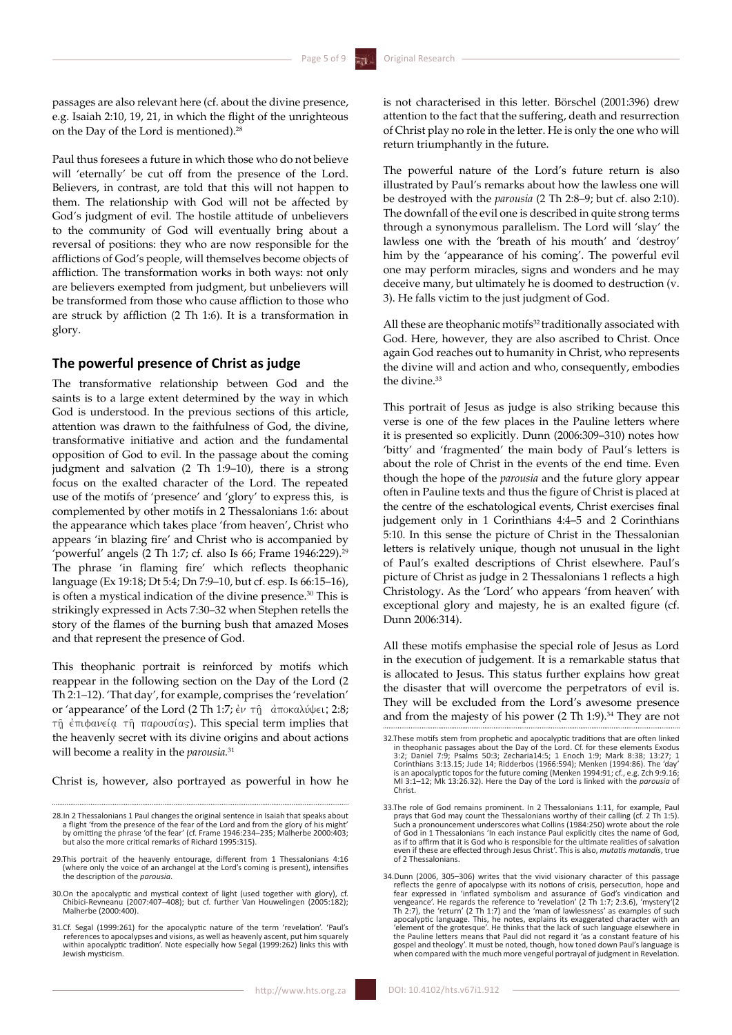passages are also relevant here (cf. about the divine presence, e.g. Isaiah 2:10, 19, 21, in which the flight of the unrighteous on the Day of the Lord is mentioned).[28]

Paul thus foresees a future in which those who do not believe will 'eternally' be cut off from the presence of the Lord. Believers, in contrast, are told that this will not happen to them. The relationship with God will not be affected by God's judgment of evil. The hostile attitude of unbelievers to the community of God will eventually bring about a reversal of positions: they who are now responsible for the afflictions of God's people, will themselves become objects of affliction. The transformation works in both ways: not only are believers exempted from judgment, but unbelievers will be transformed from those who cause affliction to those who are struck by affliction (2 Th 1:6). It is a transformation in glory.

## The powerful presence of Christ as judge

The transformative relationship between God and the saints is to a large extent determined by the way in which God is understood. In the previous sections of this article, attention was drawn to the faithfulness of God, the divine, transformative initiative and action and the fundamental opposition of God to evil. In the passage about the coming judgment and salvation (2 Th 1:9–10), there is a strong focus on the exalted character of the Lord. The repeated use of the motifs of 'presence' and 'glory' to express this, is complemented by other motifs in 2 Thessalonians 1:6: about the appearance which takes place 'from heaven', Christ who appears 'in blazing fire' and Christ who is accompanied by 'powerful' angels (2 Th 1:7; cf. also Is 66; Frame 1946:229).[29] The phrase 'in flaming fire' which reflects theophanic language (Ex 19:18; Dt 5:4; Dn 7:9–10, but cf. esp. Is 66:15–16), is often a mystical indication of the divine presence.[30] This is strikingly expressed in Acts 7:30–32 when Stephen retells the story of the flames of the burning bush that amazed Moses and that represent the presence of God.

This theophanic portrait is reinforced by motifs which reappear in the following section on the Day of the Lord (2 Th 2:1–12). 'That day', for example, comprises the 'revelation' or 'appearance' of the Lord (2 Th 1:7; ἐν τῇ ἀποκαλύψει; 2:8; τῇ ἐπιφανείᾳ τῇ παρουσίας). This special term implies that the heavenly secret with its divine origins and about actions will become a reality in the *parousia*.[31]

Christ is, however, also portrayed as powerful in how he is not characterised in this letter. Börschel (2001:396) drew attention to the fact that the suffering, death and resurrection of Christ play no role in the letter. He is only the one who will return triumphantly in the future.

The powerful nature of the Lord's future return is also illustrated by Paul's remarks about how the lawless one will be destroyed with the *parousia* (2 Th 2:8–9; but cf. also 2:10). The downfall of the evil one is described in quite strong terms through a synonymous parallelism. The Lord will 'slay' the lawless one with the 'breath of his mouth' and 'destroy' him by the 'appearance of his coming'. The powerful evil one may perform miracles, signs and wonders and he may deceive many, but ultimately he is doomed to destruction (v. 3). He falls victim to the just judgment of God.

All these are theophanic motifs[32] traditionally associated with God. Here, however, they are also ascribed to Christ. Once again God reaches out to humanity in Christ, who represents the divine will and action and who, consequently, embodies the divine.[33]

This portrait of Jesus as judge is also striking because this verse is one of the few places in the Pauline letters where it is presented so explicitly. Dunn (2006:309–310) notes how 'bitty' and 'fragmented' the main body of Paul's letters is about the role of Christ in the events of the end time. Even though the hope of the *parousia* and the future glory appear often in Pauline texts and thus the figure of Christ is placed at the centre of the eschatological events, Christ exercises final judgement only in 1 Corinthians 4:4–5 and 2 Corinthians 5:10. In this sense the picture of Christ in the Thessalonian letters is relatively unique, though not unusual in the light of Paul's exalted descriptions of Christ elsewhere. Paul's picture of Christ as judge in 2 Thessalonians 1 reflects a high Christology. As the 'Lord' who appears 'from heaven' with exceptional glory and majesty, he is an exalted figure (cf. Dunn 2006:314).

All these motifs emphasise the special role of Jesus as Lord in the execution of judgement. It is a remarkable status that is allocated to Jesus. This status further explains how great the disaster that will overcome the perpetrators of evil is. They will be excluded from the Lord's awesome presence and from the majesty of his power (2 Th 1:9).[34] They are not

---

28. In 2 Thessalonians 1 Paul changes the original sentence in Isaiah that speaks about a flight 'from the presence of the fear of the Lord and from the glory of his might' by omitting the phrase 'of the fear' (cf. Frame 1946:234–235; Malherbe 2000:403; but also the more critical remarks of Richard 1995:315).

29. This portrait of the heavenly entourage, different from 1 Thessalonians 4:16 (where only the voice of an archangel at the Lord's coming is present), intensifies the description of the *parousia*.

30. On the apocalyptic and mystical context of light (used together with glory), cf. Chibici-Revneanu (2007:407–408); but cf. further Van Houwelingen (2005:182); Malherbe (2000:400).

31. Cf. Segal (1999:261) for the apocalyptic nature of the term 'revelation'. 'Paul's references to apocalypses and visions, as well as heavenly ascent, put him squarely within apocalyptic tradition'. Note especially how Segal (1999:262) links this with Jewish mysticism.

32. These motifs stem from prophetic and apocalyptic traditions that are often linked in theophanic passages about the Day of the Lord. Cf. for these elements Exodus 3:2; Daniel 7:9; Psalms 50:3; Zecharia14:5; 1 Enoch 1:9; Mark 8:38; 13:27; 1 Corinthians 3:13.15; Jude 14; Ridderbos (1966:594); Menken (1994:86). The 'day' is an apocalyptic topos for the future coming (Menken 1994:91; cf., e.g. Zch 9:9.16; Ml 3:1–12; Mk 13:26.32). Here the Day of the Lord is linked with the *parousia* of Christ.

33. The role of God remains prominent. In 2 Thessalonians 1:11, for example, Paul prays that God may count the Thessalonians worthy of their calling (cf. 2 Th 1:5). Such a pronouncement underscores what Collins (1984:250) wrote about the role of God in 1 Thessalonians 'In each instance Paul explicitly cites the name of God, as if to affirm that it is God who is responsible for the ultimate realities of salvation even if these are effected through Jesus Christ'. This is also, *mutatis mutandis*, true of 2 Thessalonians.

34. Dunn (2006, 305–306) writes that the vivid visionary character of this passage reflects the genre of apocalypse with its notions of crisis, persecution, hope and fear expressed in 'inflated symbolism and assurance of God's vindication and vengeance'. He regards the reference to 'revelation' (2 Th 1:7; 2:3.6), 'mystery'(2 Th 2:7), the 'return' (2 Th 1:7) and the 'man of lawlessness' as examples of such apocalyptic language. This, he notes, explains its exaggerated character with an 'element of the grotesque'. He thinks that the lack of such language elsewhere in the Pauline letters means that Paul did not regard it 'as a constant feature of his gospel and theology'. It must be noted, though, how toned down Paul's language is when compared with the much more vengeful portrayal of judgment in Revelation.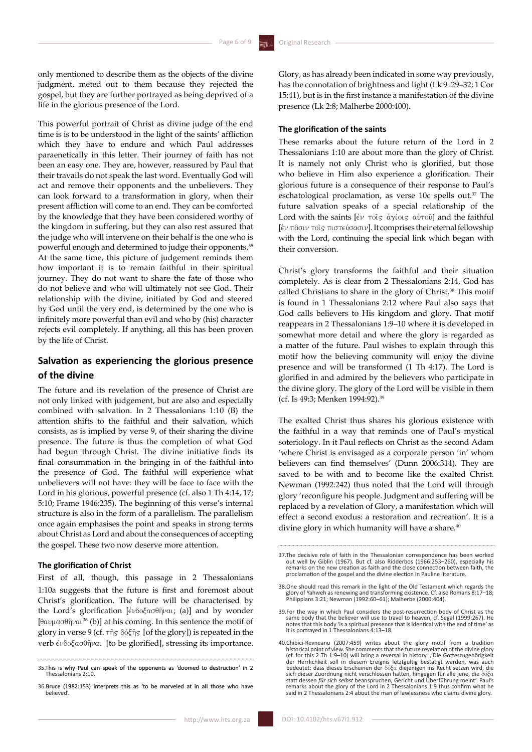only mentioned to describe them as the objects of the divine judgment, meted out to them because they rejected the gospel, but they are further portrayed as being deprived of a life in the glorious presence of the Lord.

This powerful portrait of Christ as divine judge of the end time is is to be understood in the light of the saints' affliction which they have to endure and which Paul addresses paraenetically in this letter. Their journey of faith has not been an easy one. They are, however, reassured by Paul that their travails do not speak the last word. Eventually God will act and remove their opponents and the unbelievers. They can look forward to a transformation in glory, when their present affliction will come to an end. They can be comforted by the knowledge that they have been considered worthy of the kingdom in suffering, but they can also rest assured that the judge who will intervene on their behalf is the one who is powerful enough and determined to judge their opponents.[35] At the same time, this picture of judgement reminds them how important it is to remain faithful in their spiritual journey. They do not want to share the fate of those who do not believe and who will ultimately not see God. Their relationship with the divine, initiated by God and steered by God until the very end, is determined by the one who is infinitely more powerful than evil and who by (his) character rejects evil completely. If anything, all this has been proven by the life of Christ.

## Salvation as experiencing the glorious presence of the divine

The future and its revelation of the presence of Christ are not only linked with judgement, but are also and especially combined with salvation. In 2 Thessalonians 1:10 (B) the attention shifts to the faithful and their salvation, which consists, as is implied by verse 9, of their sharing the divine presence. The future is thus the completion of what God had begun through Christ. The divine initiative finds its final consummation in the bringing in of the faithful into the presence of God. The faithful will experience what unbelievers will not have: they will be face to face with the Lord in his glorious, powerful presence (cf. also 1 Th 4:14, 17; 5:10; Frame 1946:235). The beginning of this verse's internal structure is also in the form of a parallelism. The parallelism once again emphasises the point and speaks in strong terms about Christ as Lord and about the consequences of accepting the gospel. These two now deserve more attention.

### The glorification of Christ

First of all, though, this passage in 2 Thessalonians 1:10a suggests that the future is first and foremost about Christ's glorification. The future will be characterised by the Lord's glorification [ἐνδοξασθῆναι; (a)] and by wonder [θαυμασθῆναι[36] (b)] at his coming. In this sentence the motif of glory in verse 9 (cf. τῆς δόξῆς [of the glory]) is repeated in the verb ἐνδοξασθῆναι [to be glorified], stressing its importance. Glory, as has already been indicated in some way previously, has the connotation of brightness and light (Lk 9 :29–32; 1 Cor 15:41), but is in the first instance a manifestation of the divine presence (Lk 2:8; Malherbe 2000:400).

### The glorification of the saints

These remarks about the future return of the Lord in 2 Thessalonians 1:10 are about more than the glory of Christ. It is namely not only Christ who is glorified, but those who believe in Him also experience a glorification. Their glorious future is a consequence of their response to Paul's eschatological proclamation, as verse 10c spells out.[37] The future salvation speaks of a special relationship of the Lord with the saints [ἐν τοῖς ἁγίοις αὐτοῦ] and the faithful [ἐν πᾶσιν τοῖς πιστεύσασιν]. It comprises their eternal fellowship with the Lord, continuing the special link which began with their conversion.

Christ's glory transforms the faithful and their situation completely. As is clear from 2 Thessalonians 2:14, God has called Christians to share in the glory of Christ.[38] This motif is found in 1 Thessalonians 2:12 where Paul also says that God calls believers to His kingdom and glory. That motif reappears in 2 Thessalonians 1:9–10 where it is developed in somewhat more detail and where the glory is regarded as a matter of the future. Paul wishes to explain through this motif how the believing community will enjoy the divine presence and will be transformed (1 Th 4:17). The Lord is glorified in and admired by the believers who participate in the divine glory. The glory of the Lord will be visible in them (cf. Is 49:3; Menken 1994:92).[39]

The exalted Christ thus shares his glorious existence with the faithful in a way that reminds one of Paul's mystical soteriology. In it Paul reflects on Christ as the second Adam 'where Christ is envisaged as a corporate person 'in' whom believers can find themselves' (Dunn 2006:314). They are saved to be with and to become like the exalted Christ. Newman (1992:242) thus noted that the Lord will through glory 'reconfigure his people. Judgment and suffering will be replaced by a revelation of Glory, a manifestation which will effect a second exodus: a restoration and recreation'. It is a divine glory in which humanity will have a share.[40]

---

35. This is why Paul can speak of the opponents as 'doomed to destruction' in 2 Thessalonians 2:10.

36. Bruce (1982:153) interprets this as 'to be marveled at in all those who have believed'.

37. The decisive role of faith in the Thessalonian correspondence has been worked out well by Giblin (1967). But cf. also Ridderbos (1966:253–260), especially his remarks on the new creation as faith and the close connection between faith, the proclamation of the gospel and the divine election in Pauline literature.

38. One should read this remark in the light of the Old Testament which regards the glory of Yahweh as renewing and transforming existence. Cf. also Romans 8:17–18; Philippians 3:21; Newman (1992:60–61); Malherbe (2000:404).

39. For the way in which Paul considers the post-resurrection body of Christ as the same body that the believer will use to travel to heaven, cf. Segal (1999:267). He notes that this body 'is a spiritual presence that is identical with the end of time' as it is portrayed in 1 Thessalonians 4:13–18.

40. Chibici-Revneanu (2007:459) writes about the glory motif from a tradition historical point of view. She comments that the future revelation of the divine glory (cf. for this 2 Th 1:9–10) will bring a reversal in history. ,'Die Gotteszugehörigkeit der Herrlichkeit soll in diesem Ereignis letztgültig bestätigt warden, was auch bedeutet: dass dieses Erscheinen der δόξα diejenigen ins Recht setzen wird, die sich dieser Zuordnung nicht verschlossen hatten, hingegen für alle jene, die δόξα statt dessen *für sich selbst* beanspruchen, Gericht und Überführung meint'. Paul's remarks about the glory of the Lord in 2 Thessalonians 1:9 thus confirm what he said in 2 Thessalonians 2:4 about the man of lawlessness who claims divine glory.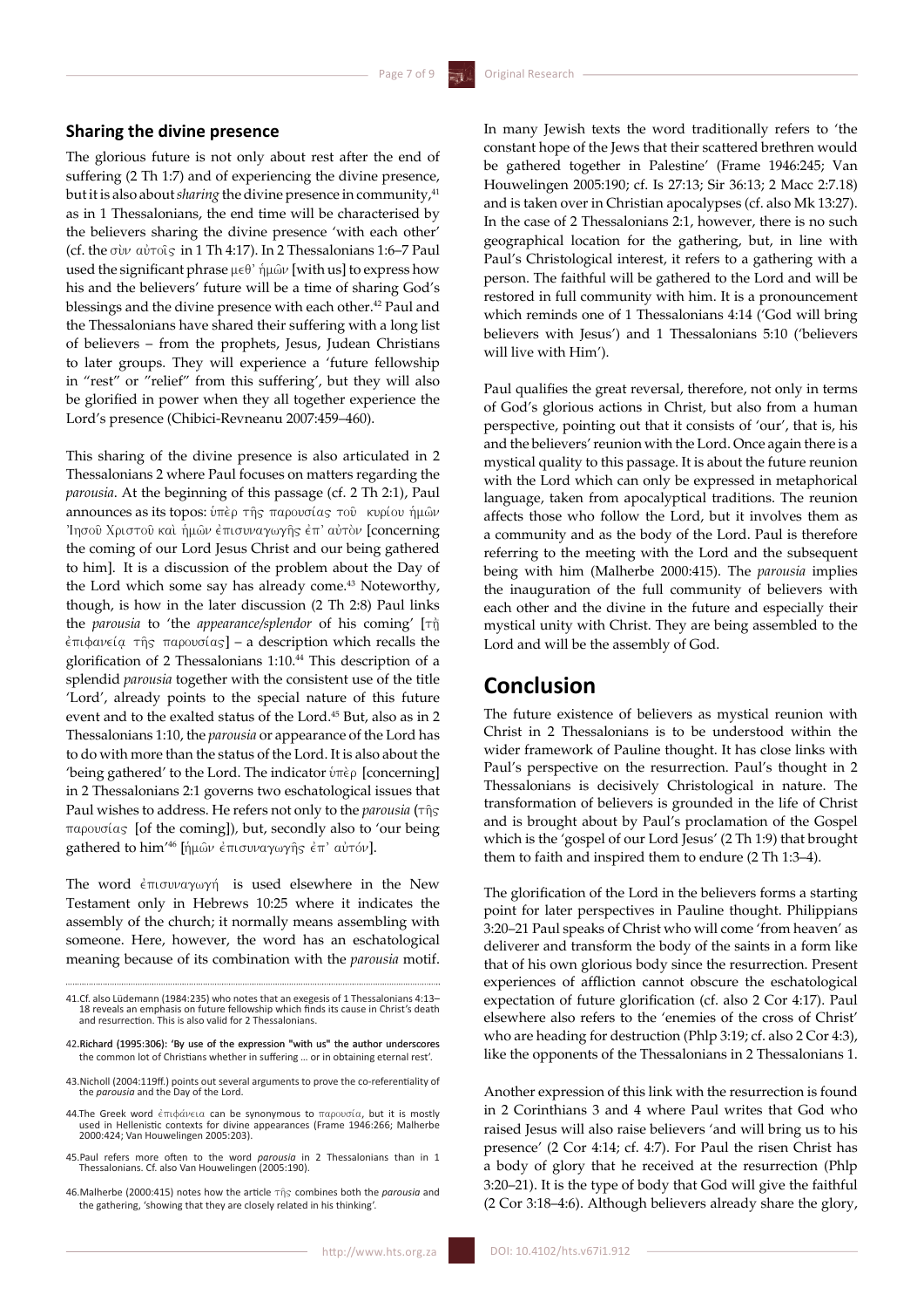## Sharing the divine presence

The glorious future is not only about rest after the end of suffering (2 Th 1:7) and of experiencing the divine presence, but it is also about *sharing* the divine presence in community,[41] as in 1 Thessalonians, the end time will be characterised by the believers sharing the divine presence 'with each other' (cf. the σὺν αὐτοῖς in 1 Th 4:17). In 2 Thessalonians 1:6–7 Paul used the significant phrase μεθ᾽ ἡμῶν [with us] to express how his and the believers' future will be a time of sharing God's blessings and the divine presence with each other.[42] Paul and the Thessalonians have shared their suffering with a long list of believers – from the prophets, Jesus, Judean Christians to later groups. They will experience a 'future fellowship in "rest" or "relief" from this suffering', but they will also be glorified in power when they all together experience the Lord's presence (Chibici-Revneanu 2007:459–460).

This sharing of the divine presence is also articulated in 2 Thessalonians 2 where Paul focuses on matters regarding the *parousia*. At the beginning of this passage (cf. 2 Th 2:1), Paul announces as its topos: ὑπὲρ τῆς παρουσίας τοῦ κυρίου ἡμῶν Ἰησοῦ Χριστοῦ καὶ ἡμῶν ἐπισυναγωγῆς ἐπ᾽ αὐτὸν [concerning the coming of our Lord Jesus Christ and our being gathered to him]. It is a discussion of the problem about the Day of the Lord which some say has already come.[43] Noteworthy, though, is how in the later discussion (2 Th 2:8) Paul links the *parousia* to 'the *appearance/splendor* of his coming' [τῇ ἐπιφανείᾳ τῆς παρουσίας] – a description which recalls the glorification of 2 Thessalonians 1:10.[44] This description of a splendid *parousia* together with the consistent use of the title 'Lord', already points to the special nature of this future event and to the exalted status of the Lord.[45] But, also as in 2 Thessalonians 1:10, the *parousia* or appearance of the Lord has to do with more than the status of the Lord. It is also about the 'being gathered' to the Lord. The indicator ὑπὲρ [concerning] in 2 Thessalonians 2:1 governs two eschatological issues that Paul wishes to address. He refers not only to the *parousia* (τῆς παρουσίας [of the coming]), but, secondly also to 'our being gathered to him'[46] [ἡμῶν ἐπισυναγωγῆς ἐπ᾽ αὐτόν].

The word ἐπισυναγωγή is used elsewhere in the New Testament only in Hebrews 10:25 where it indicates the assembly of the church; it normally means assembling with someone. Here, however, the word has an eschatological meaning because of its combination with the *parousia* motif. In many Jewish texts the word traditionally refers to 'the constant hope of the Jews that their scattered brethren would be gathered together in Palestine' (Frame 1946:245; Van Houwelingen 2005:190; cf. Is 27:13; Sir 36:13; 2 Macc 2:7.18) and is taken over in Christian apocalypses (cf. also Mk 13:27). In the case of 2 Thessalonians 2:1, however, there is no such geographical location for the gathering, but, in line with Paul's Christological interest, it refers to a gathering with a person. The faithful will be gathered to the Lord and will be restored in full community with him. It is a pronouncement which reminds one of 1 Thessalonians 4:14 ('God will bring believers with Jesus') and 1 Thessalonians 5:10 ('believers will live with Him').

Paul qualifies the great reversal, therefore, not only in terms of God's glorious actions in Christ, but also from a human perspective, pointing out that it consists of 'our', that is, his and the believers' reunion with the Lord. Once again there is a mystical quality to this passage. It is about the future reunion with the Lord which can only be expressed in metaphorical language, taken from apocalyptical traditions. The reunion affects those who follow the Lord, but it involves them as a community and as the body of the Lord. Paul is therefore referring to the meeting with the Lord and the subsequent being with him (Malherbe 2000:415). The *parousia* implies the inauguration of the full community of believers with each other and the divine in the future and especially their mystical unity with Christ. They are being assembled to the Lord and will be the assembly of God.

# Conclusion

The future existence of believers as mystical reunion with Christ in 2 Thessalonians is to be understood within the wider framework of Pauline thought. It has close links with Paul's perspective on the resurrection. Paul's thought in 2 Thessalonians is decisively Christological in nature. The transformation of believers is grounded in the life of Christ and is brought about by Paul's proclamation of the Gospel which is the 'gospel of our Lord Jesus' (2 Th 1:9) that brought them to faith and inspired them to endure (2 Th 1:3–4).

The glorification of the Lord in the believers forms a starting point for later perspectives in Pauline thought. Philippians 3:20–21 Paul speaks of Christ who will come 'from heaven' as deliverer and transform the body of the saints in a form like that of his own glorious body since the resurrection. Present experiences of affliction cannot obscure the eschatological expectation of future glorification (cf. also 2 Cor 4:17). Paul elsewhere also refers to the 'enemies of the cross of Christ' who are heading for destruction (Phlp 3:19; cf. also 2 Cor 4:3), like the opponents of the Thessalonians in 2 Thessalonians 1.

Another expression of this link with the resurrection is found in 2 Corinthians 3 and 4 where Paul writes that God who raised Jesus will also raise believers 'and will bring us to his presence' (2 Cor 4:14; cf. 4:7). For Paul the risen Christ has a body of glory that he received at the resurrection (Phlp 3:20–21). It is the type of body that God will give the faithful (2 Cor 3:18–4:6). Although believers already share the glory,

---

41. Cf. also Lüdemann (1984:235) who notes that an exegesis of 1 Thessalonians 4:13–18 reveals an emphasis on future fellowship which finds its cause in Christ's death and resurrection. This is also valid for 2 Thessalonians.

42. Richard (1995:306): 'By use of the expression "with us" the author underscores the common lot of Christians whether in suffering … or in obtaining eternal rest'.

43. Nicholl (2004:119ff.) points out several arguments to prove the co-referentiality of the *parousia* and the Day of the Lord.

44. The Greek word ἐπιφάνεια can be synonymous to παρουσία, but it is mostly used in Hellenistic contexts for divine appearances (Frame 1946:266; Malherbe 2000:424; Van Houwelingen 2005:203).

45. Paul refers more often to the word *parousia* in 2 Thessalonians than in 1 Thessalonians. Cf. also Van Houwelingen (2005:190).

46. Malherbe (2000:415) notes how the article τῆς combines both the *parousia* and the gathering, 'showing that they are closely related in his thinking'.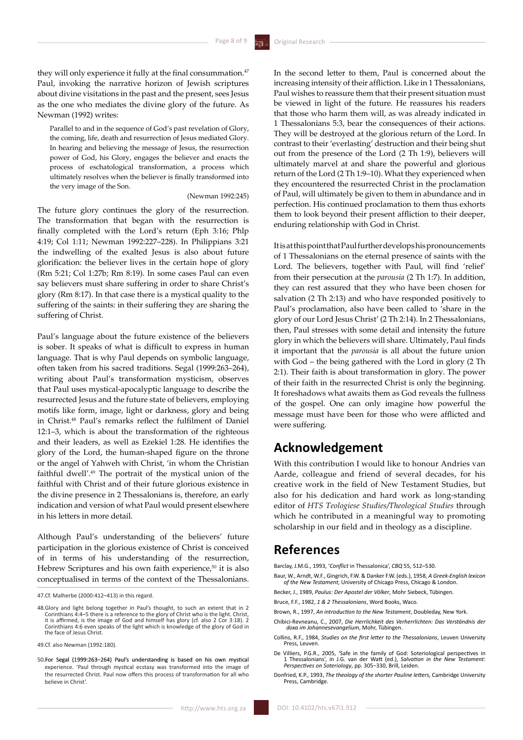they will only experience it fully at the final consummation.[47] Paul, invoking the narrative horizon of Jewish scriptures about divine visitations in the past and the present, sees Jesus as the one who mediates the divine glory of the future. As Newman (1992) writes:

> Parallel to and in the sequence of God's past revelation of Glory, the coming, life, death and resurrection of Jesus mediated Glory. In hearing and believing the message of Jesus, the resurrection power of God, his Glory, engages the believer and enacts the process of eschatological transformation, a process which ultimately resolves when the believer is finally transformed into the very image of the Son.
>
> (Newman 1992:245)

The future glory continues the glory of the resurrection. The transformation that began with the resurrection is finally completed with the Lord's return (Eph 3:16; Phlp 4:19; Col 1:11; Newman 1992:227–228). In Philippians 3:21 the indwelling of the exalted Jesus is also about future glorification: the believer lives in the certain hope of glory (Rm 5:21; Col 1:27b; Rm 8:19). In some cases Paul can even say believers must share suffering in order to share Christ's glory (Rm 8:17). In that case there is a mystical quality to the suffering of the saints: in their suffering they are sharing the suffering of Christ.

Paul's language about the future existence of the believers is sober. It speaks of what is difficult to express in human language. That is why Paul depends on symbolic language, often taken from his sacred traditions. Segal (1999:263–264), writing about Paul's transformation mysticism, observes that Paul uses mystical-apocalyptic language to describe the resurrected Jesus and the future state of believers, employing motifs like form, image, light or darkness, glory and being in Christ.[48] Paul's remarks reflect the fulfilment of Daniel 12:1–3, which is about the transformation of the righteous and their leaders, as well as Ezekiel 1:28. He identifies the glory of the Lord, the human-shaped figure on the throne or the angel of Yahweh with Christ, 'in whom the Christian faithful dwell'.[49] The portrait of the mystical union of the faithful with Christ and of their future glorious existence in the divine presence in 2 Thessalonians is, therefore, an early indication and version of what Paul would present elsewhere in his letters in more detail.

Although Paul's understanding of the believers' future participation in the glorious existence of Christ is conceived of in terms of his understanding of the resurrection, Hebrew Scriptures and his own faith experience,[50] it is also conceptualised in terms of the context of the Thessalonians.

In the second letter to them, Paul is concerned about the increasing intensity of their affliction. Like in 1 Thessalonians, Paul wishes to reassure them that their present situation must be viewed in light of the future. He reassures his readers that those who harm them will, as was already indicated in 1 Thessalonians 5:3, bear the consequences of their actions. They will be destroyed at the glorious return of the Lord. In contrast to their 'everlasting' destruction and their being shut out from the presence of the Lord (2 Th 1:9), believers will ultimately marvel at and share the powerful and glorious return of the Lord (2 Th 1:9–10). What they experienced when they encountered the resurrected Christ in the proclamation of Paul, will ultimately be given to them in abundance and in perfection. His continued proclamation to them thus exhorts them to look beyond their present affliction to their deeper, enduring relationship with God in Christ.

It is at this point that Paul further develops his pronouncements of 1 Thessalonians on the eternal presence of saints with the Lord. The believers, together with Paul, will find 'relief' from their persecution at the *parousia* (2 Th 1:7). In addition, they can rest assured that they who have been chosen for salvation (2 Th 2:13) and who have responded positively to Paul's proclamation, also have been called to 'share in the glory of our Lord Jesus Christ' (2 Th 2:14). In 2 Thessalonians, then, Paul stresses with some detail and intensity the future glory in which the believers will share. Ultimately, Paul finds it important that the *parousia* is all about the future union with God – the being gathered with the Lord in glory (2 Th 2:1). Their faith is about transformation in glory. The power of their faith in the resurrected Christ is only the beginning. It foreshadows what awaits them as God reveals the fullness of the gospel. One can only imagine how powerful the message must have been for those who were afflicted and were suffering.

## Acknowledgement

With this contribution I would like to honour Andries van Aarde, colleague and friend of several decades, for his creative work in the field of New Testament Studies, but also for his dedication and hard work as long-standing editor of *HTS Teologiese Studies/Theological Studies* through which he contributed in a meaningful way to promoting scholarship in our field and in theology as a discipline.

## References

Barclay, J.M.G., 1993, '*Conflict* in Thessalonica', *CBQ* 55, 512–530.

Baur, W., Arndt, W.F., Gingrich, F.W. & Danker F.W. (eds.), 1958, *A Greek-English lexicon of the New Testament*, University of Chicago Press, Chicago & London.

Becker, J., 1989, *Paulus: Der Apostel der Völker*, Mohr Siebeck, Tübingen.

Bruce, F.F., 1982, *1 & 2 Thessalonians*, Word Books, Waco.

Brown, R., 1997, *An introduction to the New Testament*, Doubleday, New York.

Chibici-Revneanu, C., 2007, *Die Herrlichkeit des Verherrlichten: Das Verständnis der doxa im Johannesevangelium*, Mohr, Tübingen.

Collins, R.F., 1984, *Studies on the first letter to the Thessalonians*, Leuven University Press, Leuven.

De Villiers, P.G.R., 2005, 'Safe in the family of God: Soteriological perspectives in 1 Thessalonians', in J.G. van der Watt (ed.), *Salvation in the New Testament: Perspectives on Soteriology*, pp. 305–330, Brill, Leiden.

Donfried, K.P., 1993, *The theology of the shorter Pauline letters*, Cambridge University Press, Cambridge.

---

47. Cf. Malherbe (2000:412–413) in this regard.

48. Glory and light belong together in Paul's thought, to such an extent that in 2 Corinthians 4:4–5 there is a reference to the glory of Christ who is the light. Christ, it is affirmed, is the image of God and himself has glory (cf. also 2 Cor 3:18). 2 Corinthians 4:6 even speaks of the light which is knowledge of the glory of God in the face of Jesus Christ.

49. Cf. also Newman (1992:180).

50. For Segal (1999:263–264) Paul's understanding is based on his own mystical experience. 'Paul through mystical ecstasy was transformed into the image of the resurrected Christ. Paul now offers this process of transformation for all who believe in Christ'.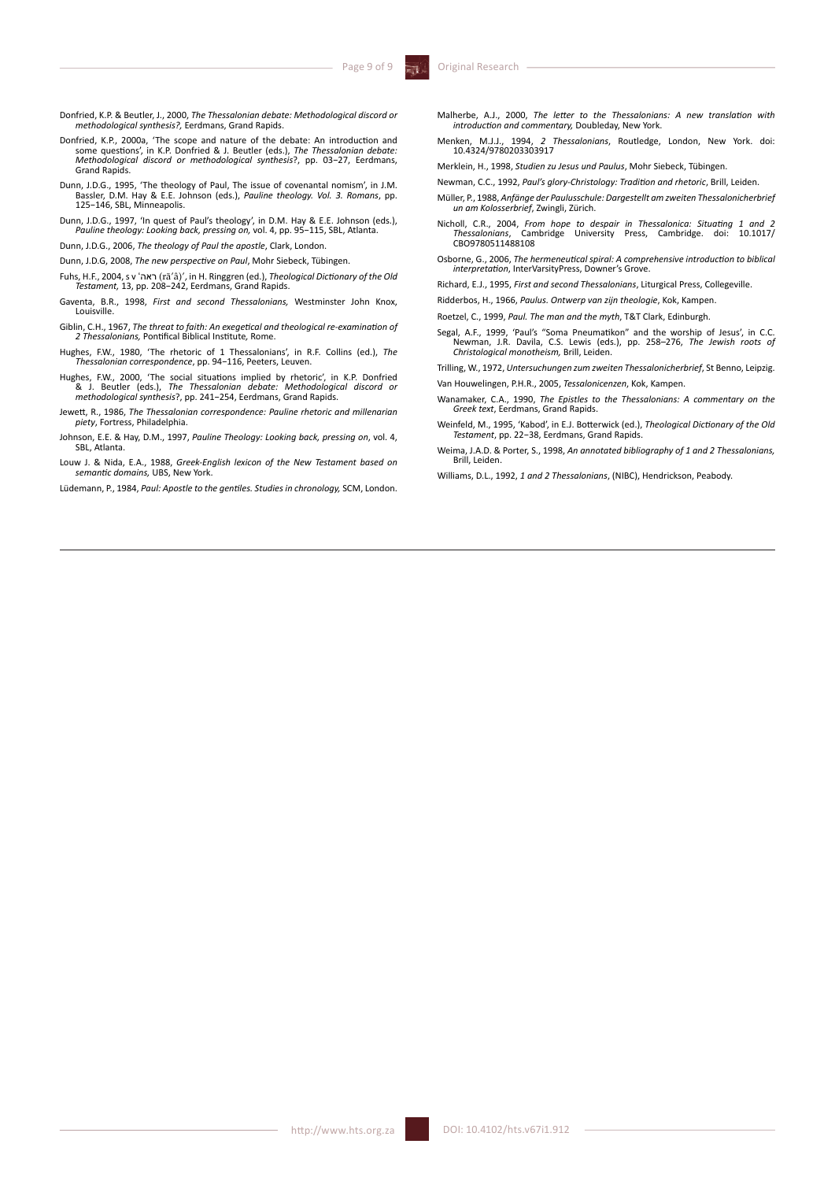Donfried, K.P. & Beutler, J., 2000, *The Thessalonian debate: Methodological discord or methodological synthesis?,* Eerdmans, Grand Rapids.

Donfried, K.P., 2000a, 'The scope and nature of the debate: An introduction and some questions', in K.P. Donfried & J. Beutler (eds.), *The Thessalonian debate: Methodological discord or methodological synthesis*?, pp. 03–27, Eerdmans, Grand Rapids.

Dunn, J.D.G., 1995, 'The theology of Paul, The issue of covenantal nomism', in J.M. Bassler, D.M. Hay & E.E. Johnson (eds.), *Pauline theology. Vol. 3. Romans*, pp. 125–146, SBL, Minneapolis.

Dunn, J.D.G., 1997, 'In quest of Paul's theology', in D.M. Hay & E.E. Johnson (eds.), *Pauline theology: Looking back, pressing on,* vol. 4, pp. 95–115, SBL, Atlanta.

Dunn, J.D.G., 2006, *The theology of Paul the apostle*, Clark, London.

Dunn, J.D.G, 2008, *The new perspective on Paul*, Mohr Siebeck, Tübingen.

Fuhs, H.F., 2004, s v 'ראה (rā'â)', in H. Ringgren (ed.), *Theological Dictionary of the Old Testament,* 13, pp. 208–242, Eerdmans, Grand Rapids.

Gaventa, B.R., 1998, *First and second Thessalonians,* Westminster John Knox, Louisville.

Giblin, C.H., 1967, *The threat to faith: An exegetical and theological re-examination of 2 Thessalonians,* Pontifical Biblical Institute, Rome.

Hughes, F.W., 1980, 'The rhetoric of 1 Thessalonians', in R.F. Collins (ed.), *The Thessalonian correspondence*, pp. 94–116, Peeters, Leuven.

Hughes, F.W., 2000, 'The social situations implied by rhetoric', in K.P. Donfried & J. Beutler (eds.), *The Thessalonian debate: Methodological discord or methodological synthesis*?, pp. 241–254, Eerdmans, Grand Rapids.

Jewett, R., 1986, *The Thessalonian correspondence: Pauline rhetoric and millenarian piety*, Fortress, Philadelphia.

Johnson, E.E. & Hay, D.M., 1997, *Pauline Theology: Looking back, pressing on*, vol. 4, SBL, Atlanta.

Louw J. & Nida, E.A., 1988, *Greek-English lexicon of the New Testament based on semantic domains,* UBS, New York.

Lüdemann, P., 1984, *Paul: Apostle to the gentiles. Studies in chronology,* SCM, London.

Malherbe, A.J., 2000, *The letter to the Thessalonians: A new translation with introduction and commentary,* Doubleday, New York.

Menken, M.J.J., 1994, *2 Thessalonians*, Routledge, London, New York. doi: 10.4324/9780203303917

Merklein, H., 1998, *Studien zu Jesus und Paulus*, Mohr Siebeck, Tübingen.

Newman, C.C., 1992, *Paul's glory-Christology: Tradition and rhetoric*, Brill, Leiden.

Müller, P., 1988, *Anfänge der Paulusschule: Dargestellt am zweiten Thessalonicherbrief un am Kolosserbrief*, Zwingli, Zürich.

Nicholl, C.R., 2004, *From hope to despair in Thessalonica: Situating 1 and 2 Thessalonians*, Cambridge University Press, Cambridge. doi: 10.1017/CBO9780511488108

Osborne, G., 2006, *The hermeneutical spiral: A comprehensive introduction to biblical interpretation*, InterVarsityPress, Downer's Grove.

Richard, E.J., 1995, *First and second Thessalonians*, Liturgical Press, Collegeville.

Ridderbos, H., 1966, *Paulus. Ontwerp van zijn theologie*, Kok, Kampen.

Roetzel, C., 1999, *Paul. The man and the myth*, T&T Clark, Edinburgh.

Segal, A.F., 1999, 'Paul's "Soma Pneumatikon" and the worship of Jesus', in C.C. Newman, J.R. Davila, C.S. Lewis (eds.), pp. 258–276, *The Jewish roots of Christological monotheism,* Brill, Leiden.

Trilling, W., 1972, *Untersuchungen zum zweiten Thessalonicherbrief*, St Benno, Leipzig.

Van Houwelingen, P.H.R., 2005, *Tessalonicenzen*, Kok, Kampen.

Wanamaker, C.A., 1990, *The Epistles to the Thessalonians: A commentary on the Greek text*, Eerdmans, Grand Rapids.

Weinfeld, M., 1995, 'Kabod', in E.J. Botterwick (ed.), *Theological Dictionary of the Old Testament*, pp. 22–38, Eerdmans, Grand Rapids.

Weima, J.A.D. & Porter, S., 1998, *An annotated bibliography of 1 and 2 Thessalonians,* Brill, Leiden.

Williams, D.L., 1992, *1 and 2 Thessalonians*, (NIBC), Hendrickson, Peabody.